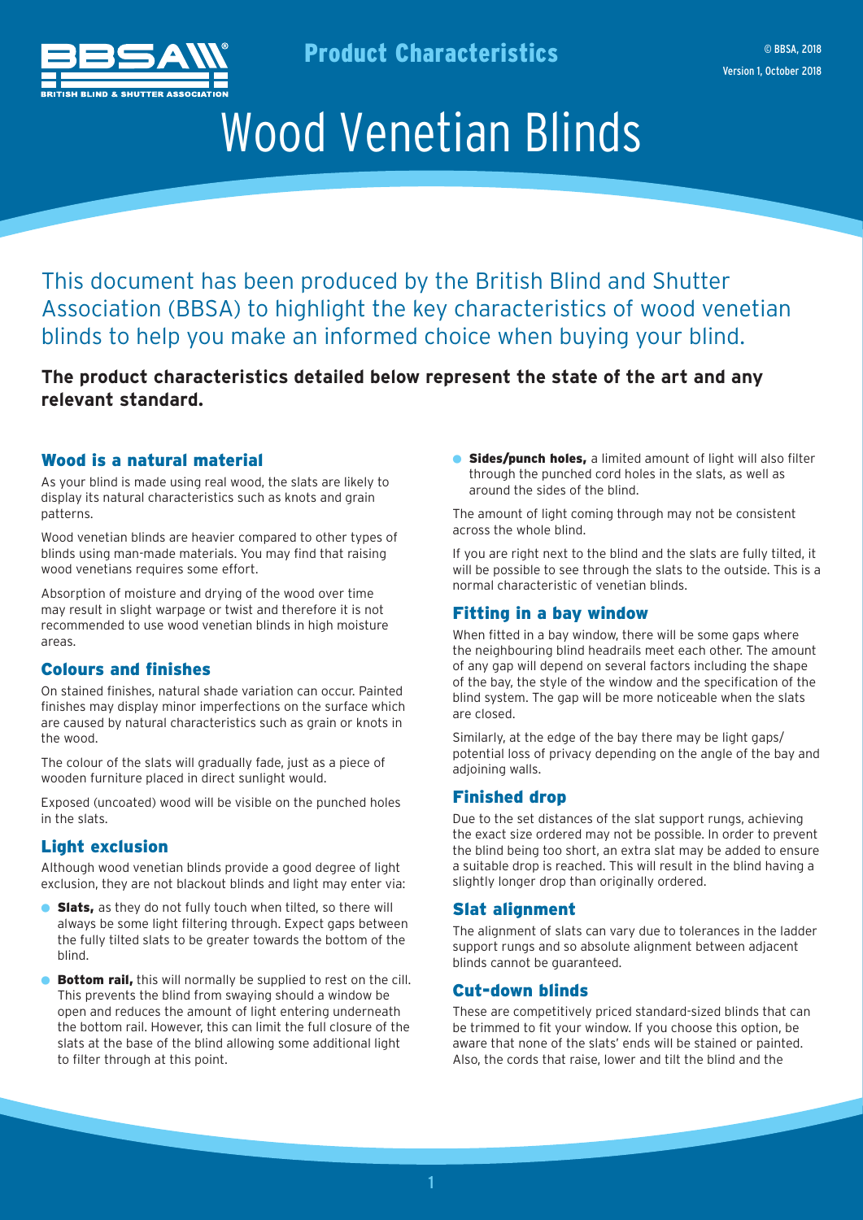Product Characteristics

© BBSA, 2018
Version 1, October 2018

# Wood Venetian Blinds

This document has been produced by the British Blind and Shutter Association (BBSA) to highlight the key characteristics of wood venetian blinds to help you make an informed choice when buying your blind.

**The product characteristics detailed below represent the state of the art and any relevant standard.**

## Wood is a natural material

As your blind is made using real wood, the slats are likely to display its natural characteristics such as knots and grain patterns.

Wood venetian blinds are heavier compared to other types of blinds using man-made materials. You may find that raising wood venetians requires some effort.

Absorption of moisture and drying of the wood over time may result in slight warpage or twist and therefore it is not recommended to use wood venetian blinds in high moisture areas.

## Colours and finishes

On stained finishes, natural shade variation can occur. Painted finishes may display minor imperfections on the surface which are caused by natural characteristics such as grain or knots in the wood.

The colour of the slats will gradually fade, just as a piece of wooden furniture placed in direct sunlight would.

Exposed (uncoated) wood will be visible on the punched holes in the slats.

## Light exclusion

Although wood venetian blinds provide a good degree of light exclusion, they are not blackout blinds and light may enter via:

- **Slats,** as they do not fully touch when tilted, so there will always be some light filtering through. Expect gaps between the fully tilted slats to be greater towards the bottom of the blind.
- **Bottom rail,** this will normally be supplied to rest on the cill. This prevents the blind from swaying should a window be open and reduces the amount of light entering underneath the bottom rail. However, this can limit the full closure of the slats at the base of the blind allowing some additional light to filter through at this point.
- **Sides/punch holes,** a limited amount of light will also filter through the punched cord holes in the slats, as well as around the sides of the blind.

The amount of light coming through may not be consistent across the whole blind.

If you are right next to the blind and the slats are fully tilted, it will be possible to see through the slats to the outside. This is a normal characteristic of venetian blinds.

## Fitting in a bay window

When fitted in a bay window, there will be some gaps where the neighbouring blind headrails meet each other. The amount of any gap will depend on several factors including the shape of the bay, the style of the window and the specification of the blind system. The gap will be more noticeable when the slats are closed.

Similarly, at the edge of the bay there may be light gaps/ potential loss of privacy depending on the angle of the bay and adjoining walls.

## Finished drop

Due to the set distances of the slat support rungs, achieving the exact size ordered may not be possible. In order to prevent the blind being too short, an extra slat may be added to ensure a suitable drop is reached. This will result in the blind having a slightly longer drop than originally ordered.

## Slat alignment

The alignment of slats can vary due to tolerances in the ladder support rungs and so absolute alignment between adjacent blinds cannot be guaranteed.

## Cut-down blinds

These are competitively priced standard-sized blinds that can be trimmed to fit your window. If you choose this option, be aware that none of the slats' ends will be stained or painted. Also, the cords that raise, lower and tilt the blind and the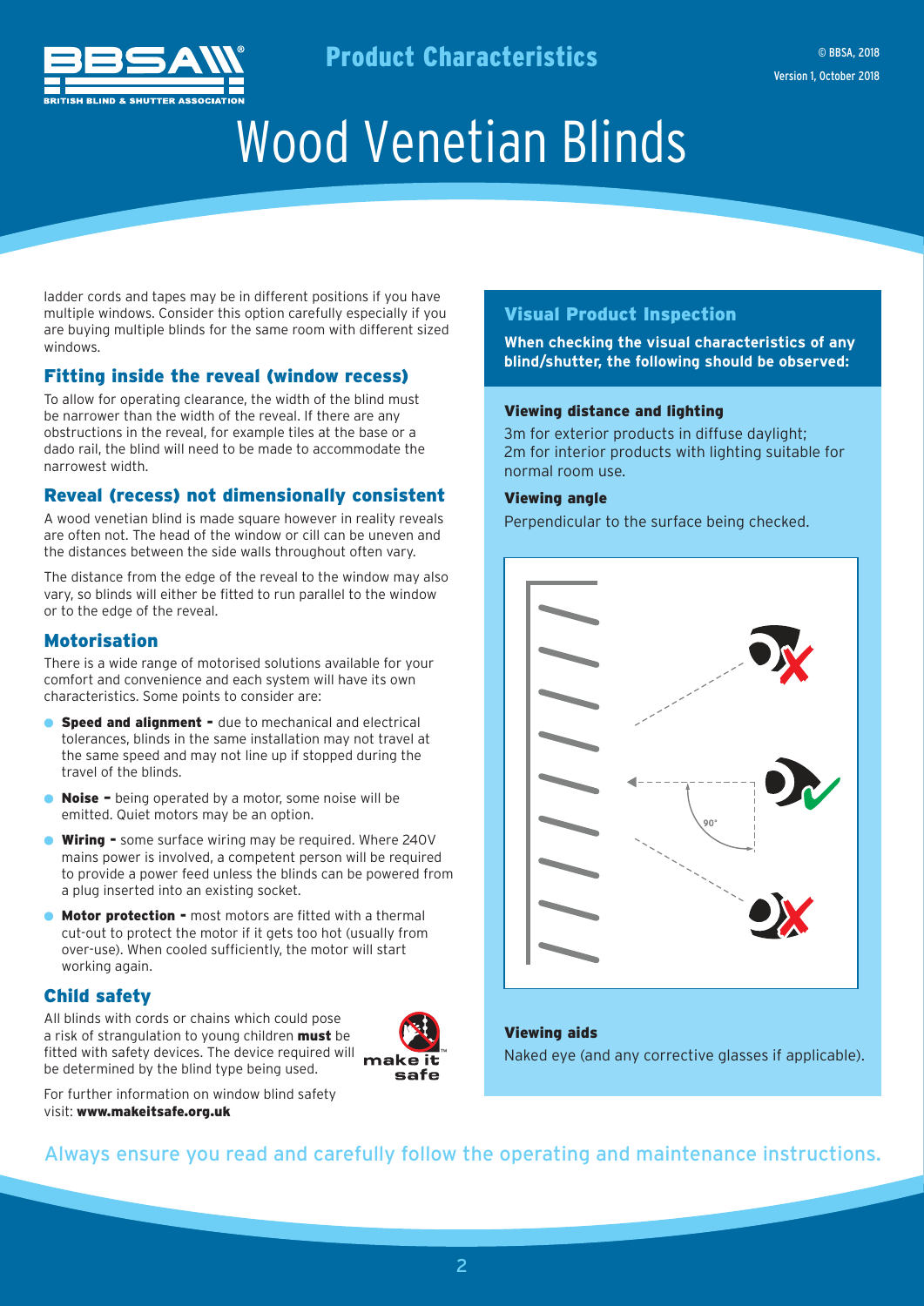# Wood Venetian Blinds

ladder cords and tapes may be in different positions if you have multiple windows. Consider this option carefully especially if you are buying multiple blinds for the same room with different sized windows.

## Fitting inside the reveal (window recess)

To allow for operating clearance, the width of the blind must be narrower than the width of the reveal. If there are any obstructions in the reveal, for example tiles at the base or a dado rail, the blind will need to be made to accommodate the narrowest width.

## Reveal (recess) not dimensionally consistent

A wood venetian blind is made square however in reality reveals are often not. The head of the window or cill can be uneven and the distances between the side walls throughout often vary.

The distance from the edge of the reveal to the window may also vary, so blinds will either be fitted to run parallel to the window or to the edge of the reveal.

## Motorisation

There is a wide range of motorised solutions available for your comfort and convenience and each system will have its own characteristics. Some points to consider are:

- **Speed and alignment -** due to mechanical and electrical tolerances, blinds in the same installation may not travel at the same speed and may not line up if stopped during the travel of the blinds.
- **Noise -** being operated by a motor, some noise will be emitted. Quiet motors may be an option.
- **Wiring -** some surface wiring may be required. Where 240V mains power is involved, a competent person will be required to provide a power feed unless the blinds can be powered from a plug inserted into an existing socket.
- **Motor protection -** most motors are fitted with a thermal cut-out to protect the motor if it gets too hot (usually from over-use). When cooled sufficiently, the motor will start working again.

## Child safety

All blinds with cords or chains which could pose a risk of strangulation to young children **must** be fitted with safety devices. The device required will be determined by the blind type being used.

make it safe

For further information on window blind safety visit: **www.makeitsafe.org.uk**

## Visual Product Inspection

**When checking the visual characteristics of any blind/shutter, the following should be observed:**

### Viewing distance and lighting

3m for exterior products in diffuse daylight;
2m for interior products with lighting suitable for normal room use.

### Viewing angle

Perpendicular to the surface being checked.

90°

### Viewing aids

Naked eye (and any corrective glasses if applicable).

Always ensure you read and carefully follow the operating and maintenance instructions.